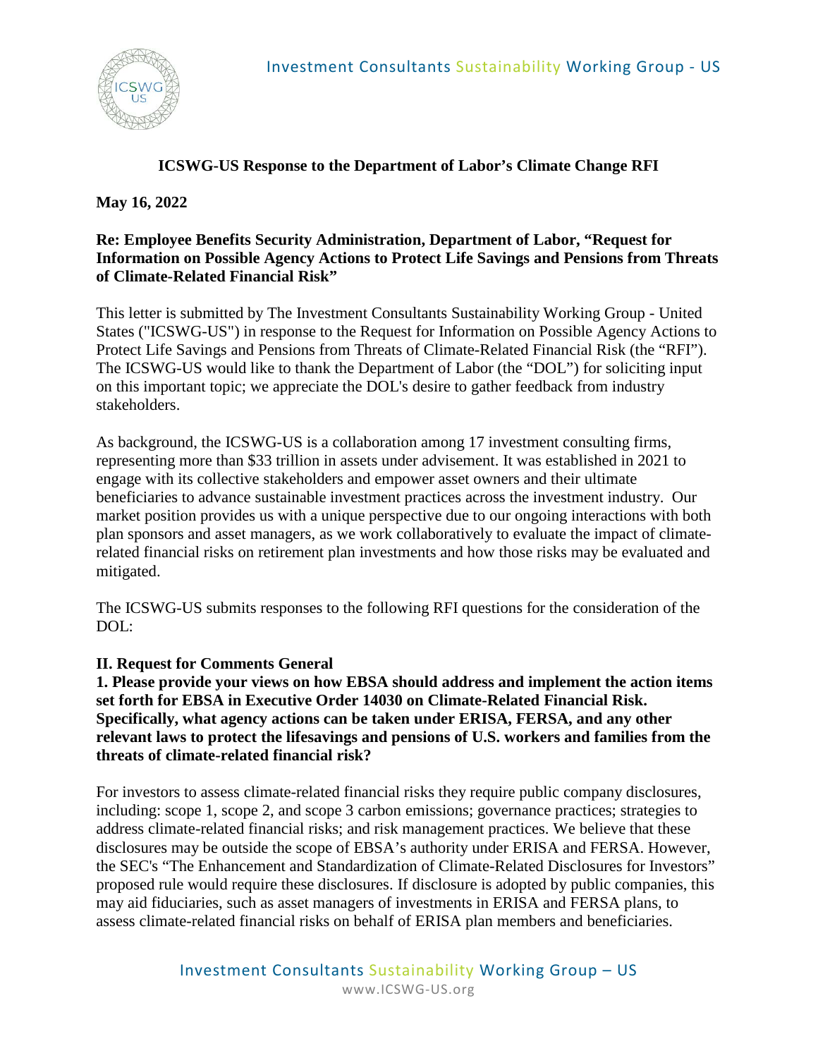Investment Consultants Sustainability Working Group - US

## ICSWG-US Response to the Department of Labor's Climate Change RFI

**May 16, 2022**

**Re: Employee Benefits Security Administration, Department of Labor, "Request for Information on Possible Agency Actions to Protect Life Savings and Pensions from Threats of Climate-Related Financial Risk"**

This letter is submitted by The Investment Consultants Sustainability Working Group - United States ("ICSWG-US") in response to the Request for Information on Possible Agency Actions to Protect Life Savings and Pensions from Threats of Climate-Related Financial Risk (the "RFI"). The ICSWG-US would like to thank the Department of Labor (the "DOL") for soliciting input on this important topic; we appreciate the DOL's desire to gather feedback from industry stakeholders.

As background, the ICSWG-US is a collaboration among 17 investment consulting firms, representing more than $33 trillion in assets under advisement. It was established in 2021 to engage with its collective stakeholders and empower asset owners and their ultimate beneficiaries to advance sustainable investment practices across the investment industry. Our market position provides us with a unique perspective due to our ongoing interactions with both plan sponsors and asset managers, as we work collaboratively to evaluate the impact of climate-related financial risks on retirement plan investments and how those risks may be evaluated and mitigated.

The ICSWG-US submits responses to the following RFI questions for the consideration of the DOL:

### II. Request for Comments General

**1. Please provide your views on how EBSA should address and implement the action items set forth for EBSA in Executive Order 14030 on Climate-Related Financial Risk. Specifically, what agency actions can be taken under ERISA, FERSA, and any other relevant laws to protect the lifesavings and pensions of U.S. workers and families from the threats of climate-related financial risk?**

For investors to assess climate-related financial risks they require public company disclosures, including: scope 1, scope 2, and scope 3 carbon emissions; governance practices; strategies to address climate-related financial risks; and risk management practices. We believe that these disclosures may be outside the scope of EBSA's authority under ERISA and FERSA. However, the SEC's "The Enhancement and Standardization of Climate-Related Disclosures for Investors" proposed rule would require these disclosures. If disclosure is adopted by public companies, this may aid fiduciaries, such as asset managers of investments in ERISA and FERSA plans, to assess climate-related financial risks on behalf of ERISA plan members and beneficiaries.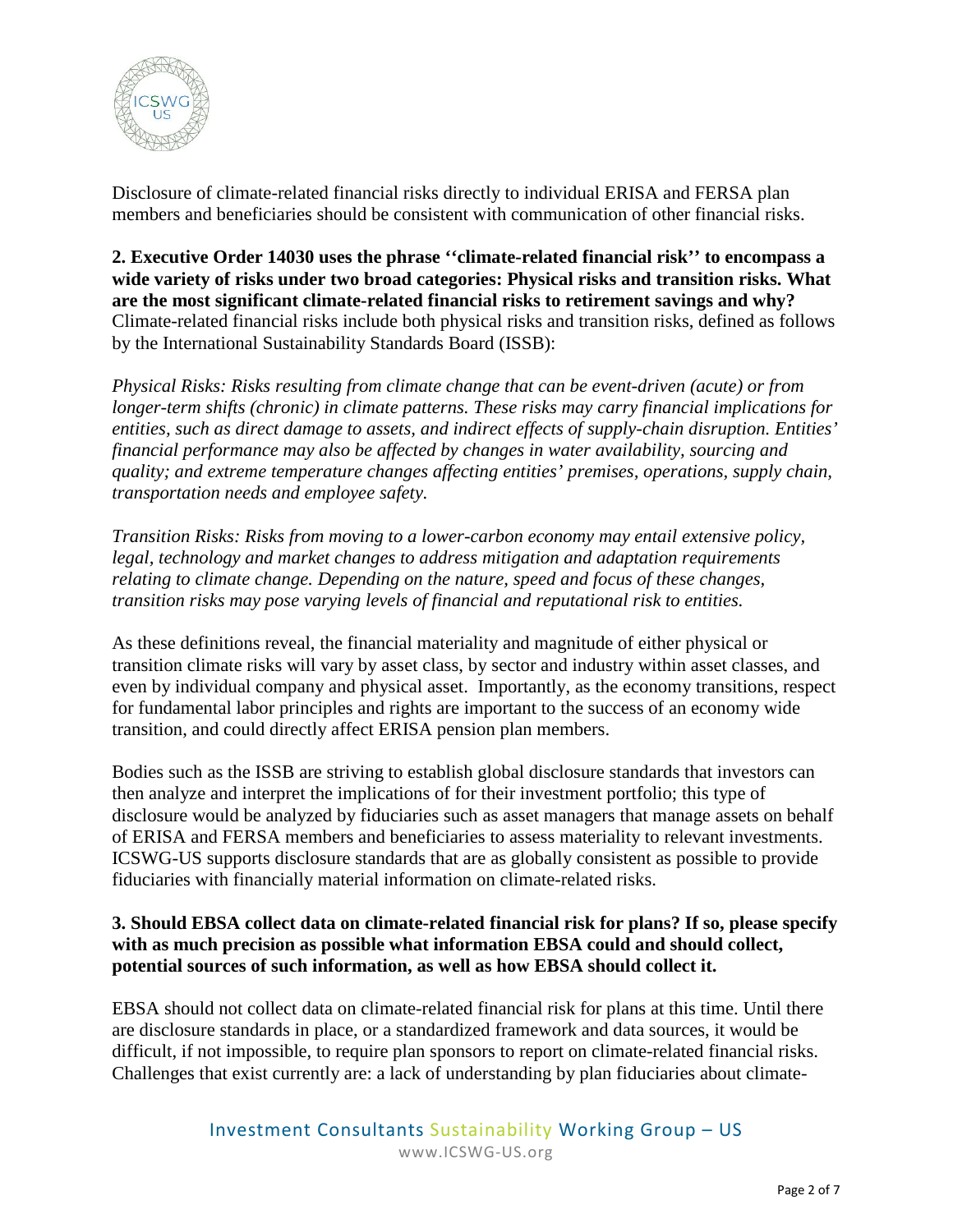Disclosure of climate-related financial risks directly to individual ERISA and FERSA plan members and beneficiaries should be consistent with communication of other financial risks.

**2. Executive Order 14030 uses the phrase ''climate-related financial risk'' to encompass a wide variety of risks under two broad categories: Physical risks and transition risks. What are the most significant climate-related financial risks to retirement savings and why?**
Climate-related financial risks include both physical risks and transition risks, defined as follows by the International Sustainability Standards Board (ISSB):

*Physical Risks: Risks resulting from climate change that can be event-driven (acute) or from longer-term shifts (chronic) in climate patterns. These risks may carry financial implications for entities, such as direct damage to assets, and indirect effects of supply-chain disruption. Entities' financial performance may also be affected by changes in water availability, sourcing and quality; and extreme temperature changes affecting entities' premises, operations, supply chain, transportation needs and employee safety.*

*Transition Risks: Risks from moving to a lower-carbon economy may entail extensive policy, legal, technology and market changes to address mitigation and adaptation requirements relating to climate change. Depending on the nature, speed and focus of these changes, transition risks may pose varying levels of financial and reputational risk to entities.*

As these definitions reveal, the financial materiality and magnitude of either physical or transition climate risks will vary by asset class, by sector and industry within asset classes, and even by individual company and physical asset. Importantly, as the economy transitions, respect for fundamental labor principles and rights are important to the success of an economy wide transition, and could directly affect ERISA pension plan members.

Bodies such as the ISSB are striving to establish global disclosure standards that investors can then analyze and interpret the implications of for their investment portfolio; this type of disclosure would be analyzed by fiduciaries such as asset managers that manage assets on behalf of ERISA and FERSA members and beneficiaries to assess materiality to relevant investments. ICSWG-US supports disclosure standards that are as globally consistent as possible to provide fiduciaries with financially material information on climate-related risks.

**3. Should EBSA collect data on climate-related financial risk for plans? If so, please specify with as much precision as possible what information EBSA could and should collect, potential sources of such information, as well as how EBSA should collect it.**

EBSA should not collect data on climate-related financial risk for plans at this time. Until there are disclosure standards in place, or a standardized framework and data sources, it would be difficult, if not impossible, to require plan sponsors to report on climate-related financial risks. Challenges that exist currently are: a lack of understanding by plan fiduciaries about climate-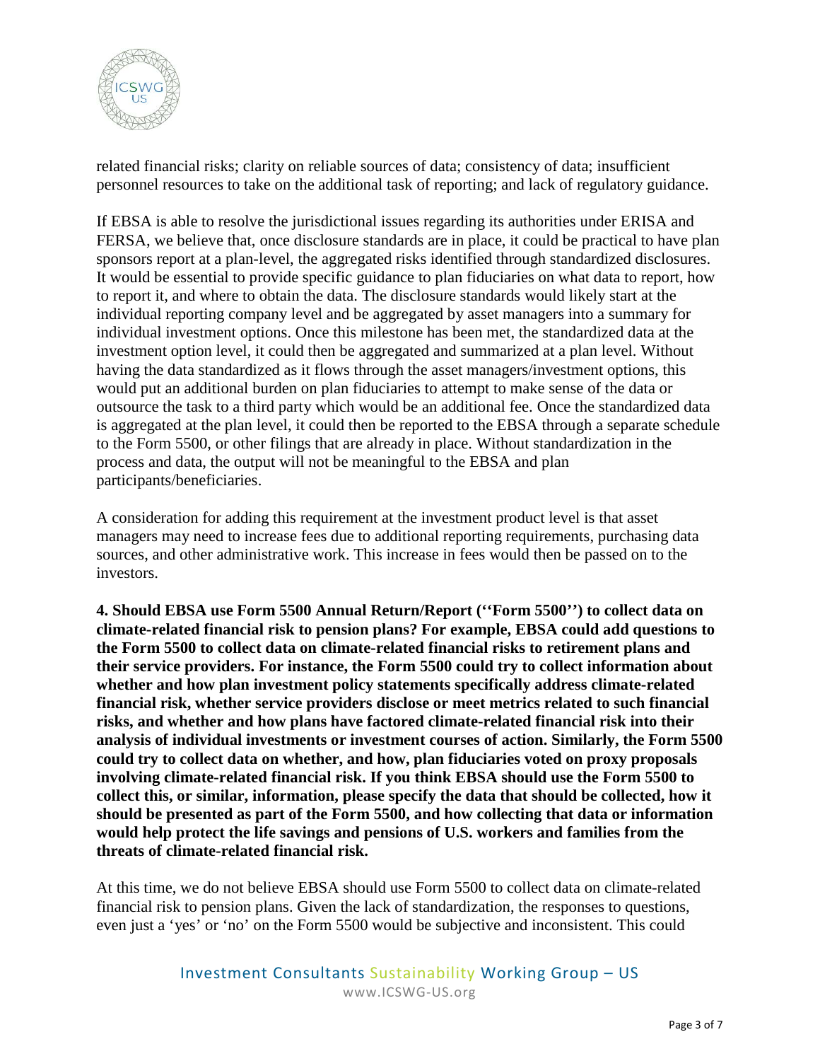related financial risks; clarity on reliable sources of data; consistency of data; insufficient personnel resources to take on the additional task of reporting; and lack of regulatory guidance.

If EBSA is able to resolve the jurisdictional issues regarding its authorities under ERISA and FERSA, we believe that, once disclosure standards are in place, it could be practical to have plan sponsors report at a plan-level, the aggregated risks identified through standardized disclosures. It would be essential to provide specific guidance to plan fiduciaries on what data to report, how to report it, and where to obtain the data. The disclosure standards would likely start at the individual reporting company level and be aggregated by asset managers into a summary for individual investment options. Once this milestone has been met, the standardized data at the investment option level, it could then be aggregated and summarized at a plan level. Without having the data standardized as it flows through the asset managers/investment options, this would put an additional burden on plan fiduciaries to attempt to make sense of the data or outsource the task to a third party which would be an additional fee. Once the standardized data is aggregated at the plan level, it could then be reported to the EBSA through a separate schedule to the Form 5500, or other filings that are already in place. Without standardization in the process and data, the output will not be meaningful to the EBSA and plan participants/beneficiaries.

A consideration for adding this requirement at the investment product level is that asset managers may need to increase fees due to additional reporting requirements, purchasing data sources, and other administrative work. This increase in fees would then be passed on to the investors.

**4. Should EBSA use Form 5500 Annual Return/Report (''Form 5500'') to collect data on climate-related financial risk to pension plans? For example, EBSA could add questions to the Form 5500 to collect data on climate-related financial risks to retirement plans and their service providers. For instance, the Form 5500 could try to collect information about whether and how plan investment policy statements specifically address climate-related financial risk, whether service providers disclose or meet metrics related to such financial risks, and whether and how plans have factored climate-related financial risk into their analysis of individual investments or investment courses of action. Similarly, the Form 5500 could try to collect data on whether, and how, plan fiduciaries voted on proxy proposals involving climate-related financial risk. If you think EBSA should use the Form 5500 to collect this, or similar, information, please specify the data that should be collected, how it should be presented as part of the Form 5500, and how collecting that data or information would help protect the life savings and pensions of U.S. workers and families from the threats of climate-related financial risk.**

At this time, we do not believe EBSA should use Form 5500 to collect data on climate-related financial risk to pension plans. Given the lack of standardization, the responses to questions, even just a 'yes' or 'no' on the Form 5500 would be subjective and inconsistent. This could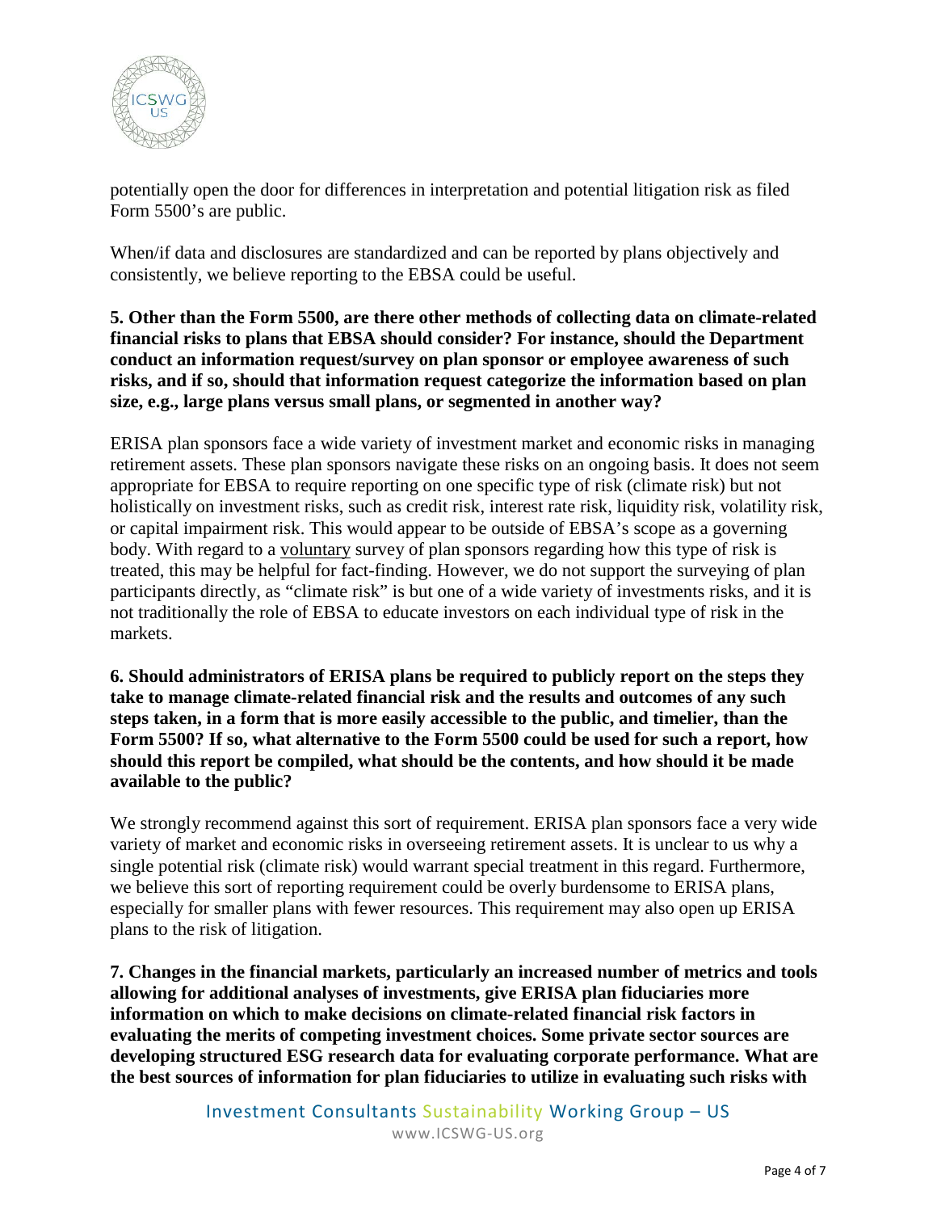potentially open the door for differences in interpretation and potential litigation risk as filed Form 5500's are public.

When/if data and disclosures are standardized and can be reported by plans objectively and consistently, we believe reporting to the EBSA could be useful.

**5. Other than the Form 5500, are there other methods of collecting data on climate-related financial risks to plans that EBSA should consider? For instance, should the Department conduct an information request/survey on plan sponsor or employee awareness of such risks, and if so, should that information request categorize the information based on plan size, e.g., large plans versus small plans, or segmented in another way?**

ERISA plan sponsors face a wide variety of investment market and economic risks in managing retirement assets. These plan sponsors navigate these risks on an ongoing basis. It does not seem appropriate for EBSA to require reporting on one specific type of risk (climate risk) but not holistically on investment risks, such as credit risk, interest rate risk, liquidity risk, volatility risk, or capital impairment risk. This would appear to be outside of EBSA's scope as a governing body. With regard to a voluntary survey of plan sponsors regarding how this type of risk is treated, this may be helpful for fact-finding. However, we do not support the surveying of plan participants directly, as "climate risk" is but one of a wide variety of investments risks, and it is not traditionally the role of EBSA to educate investors on each individual type of risk in the markets.

**6. Should administrators of ERISA plans be required to publicly report on the steps they take to manage climate-related financial risk and the results and outcomes of any such steps taken, in a form that is more easily accessible to the public, and timelier, than the Form 5500? If so, what alternative to the Form 5500 could be used for such a report, how should this report be compiled, what should be the contents, and how should it be made available to the public?**

We strongly recommend against this sort of requirement. ERISA plan sponsors face a very wide variety of market and economic risks in overseeing retirement assets. It is unclear to us why a single potential risk (climate risk) would warrant special treatment in this regard. Furthermore, we believe this sort of reporting requirement could be overly burdensome to ERISA plans, especially for smaller plans with fewer resources. This requirement may also open up ERISA plans to the risk of litigation.

**7. Changes in the financial markets, particularly an increased number of metrics and tools allowing for additional analyses of investments, give ERISA plan fiduciaries more information on which to make decisions on climate-related financial risk factors in evaluating the merits of competing investment choices. Some private sector sources are developing structured ESG research data for evaluating corporate performance. What are the best sources of information for plan fiduciaries to utilize in evaluating such risks with**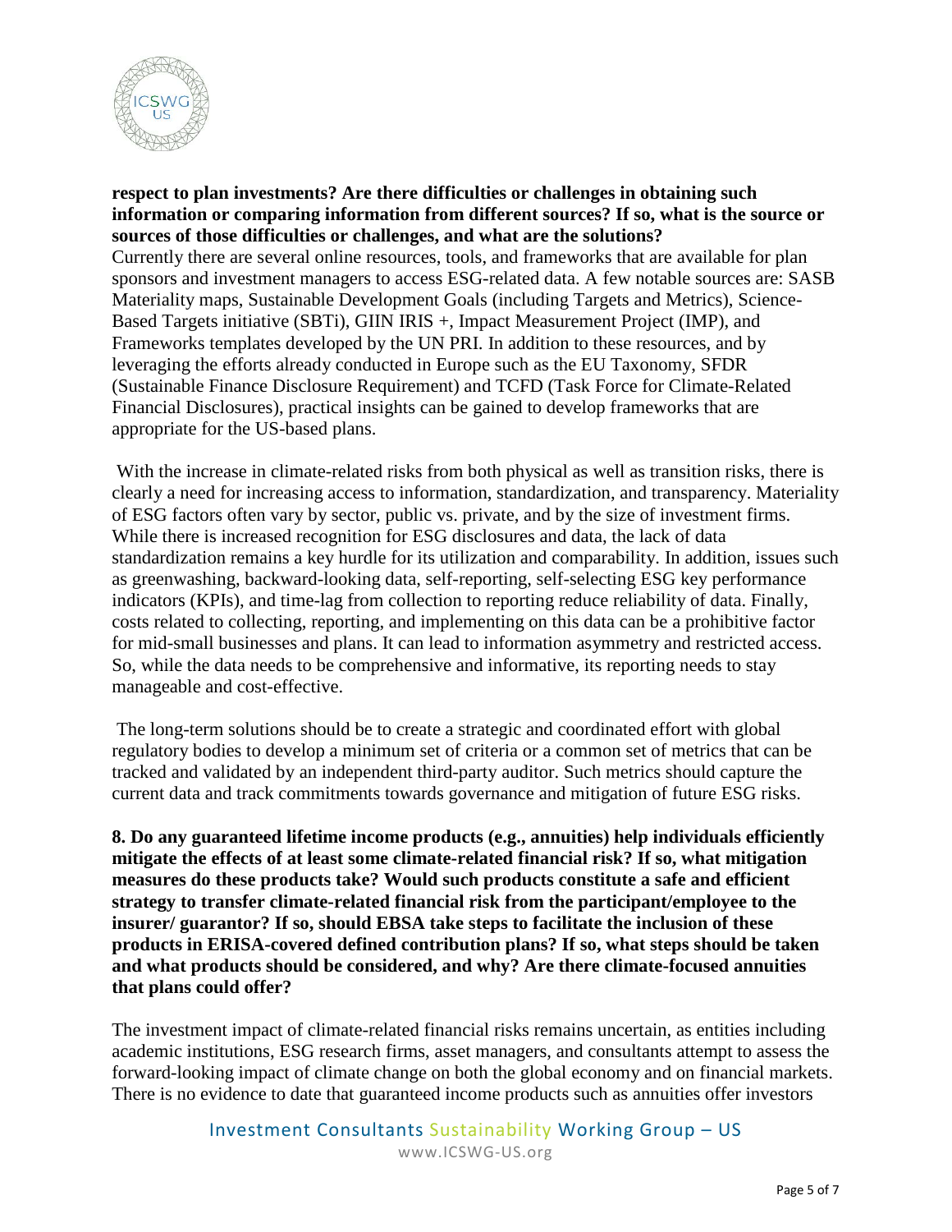**respect to plan investments? Are there difficulties or challenges in obtaining such information or comparing information from different sources? If so, what is the source or sources of those difficulties or challenges, and what are the solutions?**

Currently there are several online resources, tools, and frameworks that are available for plan sponsors and investment managers to access ESG-related data. A few notable sources are: SASB Materiality maps, Sustainable Development Goals (including Targets and Metrics), Science-Based Targets initiative (SBTi), GIIN IRIS +, Impact Measurement Project (IMP), and Frameworks templates developed by the UN PRI. In addition to these resources, and by leveraging the efforts already conducted in Europe such as the EU Taxonomy, SFDR (Sustainable Finance Disclosure Requirement) and TCFD (Task Force for Climate-Related Financial Disclosures), practical insights can be gained to develop frameworks that are appropriate for the US-based plans.

With the increase in climate-related risks from both physical as well as transition risks, there is clearly a need for increasing access to information, standardization, and transparency. Materiality of ESG factors often vary by sector, public vs. private, and by the size of investment firms. While there is increased recognition for ESG disclosures and data, the lack of data standardization remains a key hurdle for its utilization and comparability. In addition, issues such as greenwashing, backward-looking data, self-reporting, self-selecting ESG key performance indicators (KPIs), and time-lag from collection to reporting reduce reliability of data. Finally, costs related to collecting, reporting, and implementing on this data can be a prohibitive factor for mid-small businesses and plans. It can lead to information asymmetry and restricted access. So, while the data needs to be comprehensive and informative, its reporting needs to stay manageable and cost-effective.

The long-term solutions should be to create a strategic and coordinated effort with global regulatory bodies to develop a minimum set of criteria or a common set of metrics that can be tracked and validated by an independent third-party auditor. Such metrics should capture the current data and track commitments towards governance and mitigation of future ESG risks.

**8. Do any guaranteed lifetime income products (e.g., annuities) help individuals efficiently mitigate the effects of at least some climate-related financial risk? If so, what mitigation measures do these products take? Would such products constitute a safe and efficient strategy to transfer climate-related financial risk from the participant/employee to the insurer/ guarantor? If so, should EBSA take steps to facilitate the inclusion of these products in ERISA-covered defined contribution plans? If so, what steps should be taken and what products should be considered, and why? Are there climate-focused annuities that plans could offer?**

The investment impact of climate-related financial risks remains uncertain, as entities including academic institutions, ESG research firms, asset managers, and consultants attempt to assess the forward-looking impact of climate change on both the global economy and on financial markets. There is no evidence to date that guaranteed income products such as annuities offer investors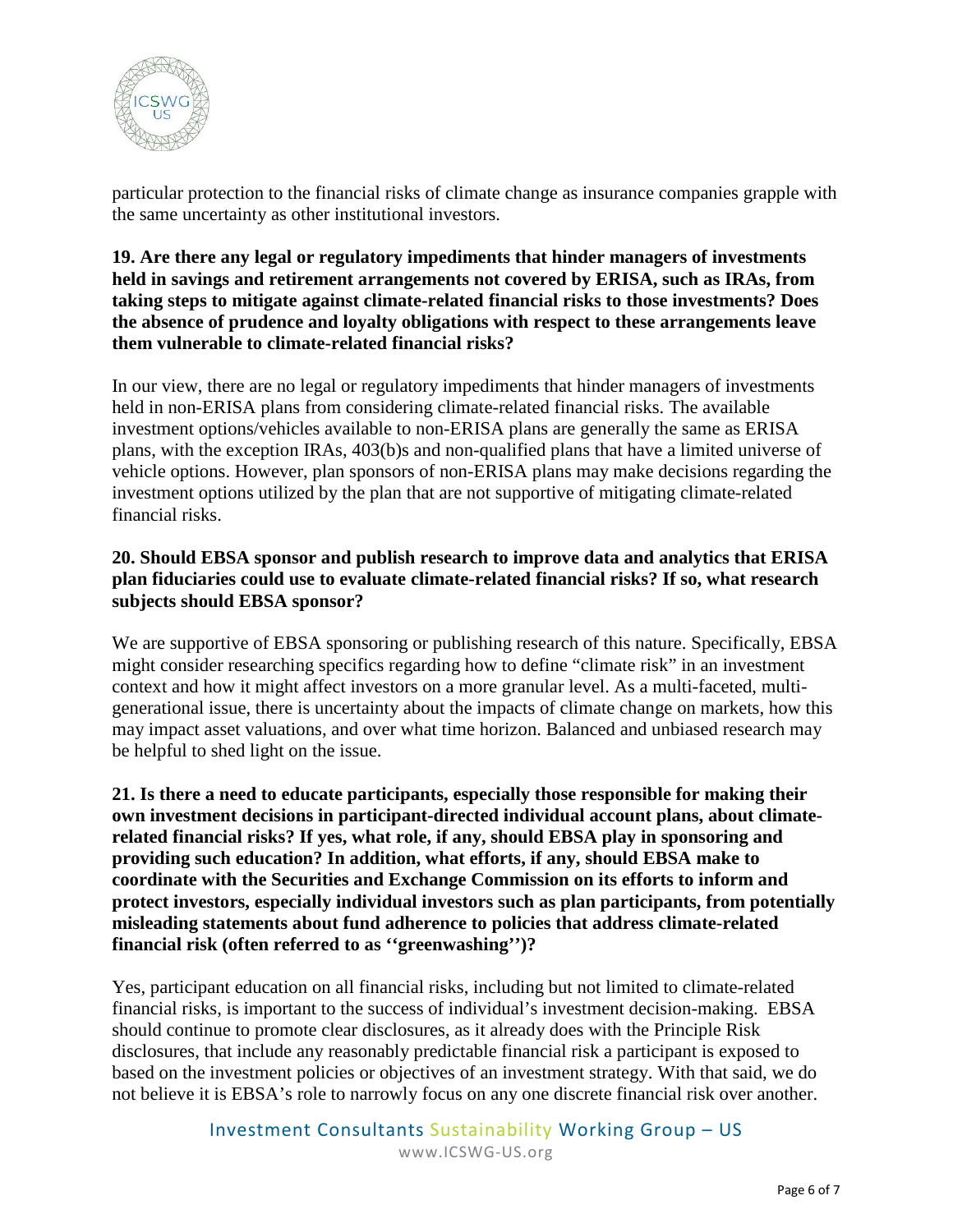particular protection to the financial risks of climate change as insurance companies grapple with the same uncertainty as other institutional investors.

**19. Are there any legal or regulatory impediments that hinder managers of investments held in savings and retirement arrangements not covered by ERISA, such as IRAs, from taking steps to mitigate against climate-related financial risks to those investments? Does the absence of prudence and loyalty obligations with respect to these arrangements leave them vulnerable to climate-related financial risks?**

In our view, there are no legal or regulatory impediments that hinder managers of investments held in non-ERISA plans from considering climate-related financial risks. The available investment options/vehicles available to non-ERISA plans are generally the same as ERISA plans, with the exception IRAs, 403(b)s and non-qualified plans that have a limited universe of vehicle options. However, plan sponsors of non-ERISA plans may make decisions regarding the investment options utilized by the plan that are not supportive of mitigating climate-related financial risks.

**20. Should EBSA sponsor and publish research to improve data and analytics that ERISA plan fiduciaries could use to evaluate climate-related financial risks? If so, what research subjects should EBSA sponsor?**

We are supportive of EBSA sponsoring or publishing research of this nature. Specifically, EBSA might consider researching specifics regarding how to define "climate risk" in an investment context and how it might affect investors on a more granular level. As a multi-faceted, multi-generational issue, there is uncertainty about the impacts of climate change on markets, how this may impact asset valuations, and over what time horizon. Balanced and unbiased research may be helpful to shed light on the issue.

**21. Is there a need to educate participants, especially those responsible for making their own investment decisions in participant-directed individual account plans, about climate-related financial risks? If yes, what role, if any, should EBSA play in sponsoring and providing such education? In addition, what efforts, if any, should EBSA make to coordinate with the Securities and Exchange Commission on its efforts to inform and protect investors, especially individual investors such as plan participants, from potentially misleading statements about fund adherence to policies that address climate-related financial risk (often referred to as ''greenwashing'')?**

Yes, participant education on all financial risks, including but not limited to climate-related financial risks, is important to the success of individual's investment decision-making. EBSA should continue to promote clear disclosures, as it already does with the Principle Risk disclosures, that include any reasonably predictable financial risk a participant is exposed to based on the investment policies or objectives of an investment strategy. With that said, we do not believe it is EBSA's role to narrowly focus on any one discrete financial risk over another.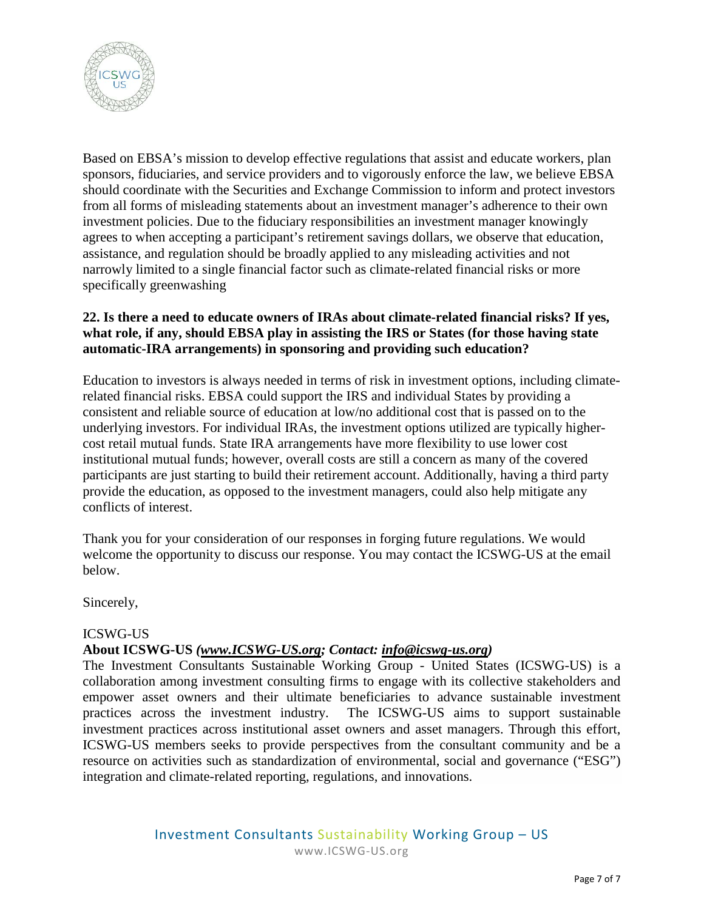Based on EBSA's mission to develop effective regulations that assist and educate workers, plan sponsors, fiduciaries, and service providers and to vigorously enforce the law, we believe EBSA should coordinate with the Securities and Exchange Commission to inform and protect investors from all forms of misleading statements about an investment manager's adherence to their own investment policies. Due to the fiduciary responsibilities an investment manager knowingly agrees to when accepting a participant's retirement savings dollars, we observe that education, assistance, and regulation should be broadly applied to any misleading activities and not narrowly limited to a single financial factor such as climate-related financial risks or more specifically greenwashing

**22. Is there a need to educate owners of IRAs about climate-related financial risks? If yes, what role, if any, should EBSA play in assisting the IRS or States (for those having state automatic-IRA arrangements) in sponsoring and providing such education?**

Education to investors is always needed in terms of risk in investment options, including climate-related financial risks. EBSA could support the IRS and individual States by providing a consistent and reliable source of education at low/no additional cost that is passed on to the underlying investors. For individual IRAs, the investment options utilized are typically higher-cost retail mutual funds. State IRA arrangements have more flexibility to use lower cost institutional mutual funds; however, overall costs are still a concern as many of the covered participants are just starting to build their retirement account. Additionally, having a third party provide the education, as opposed to the investment managers, could also help mitigate any conflicts of interest.

Thank you for your consideration of our responses in forging future regulations. We would welcome the opportunity to discuss our response. You may contact the ICSWG-US at the email below.

Sincerely,

ICSWG-US

**About ICSWG-US** ***(www.ICSWG-US.org; Contact: info@icswg-us.org)***

The Investment Consultants Sustainable Working Group - United States (ICSWG-US) is a collaboration among investment consulting firms to engage with its collective stakeholders and empower asset owners and their ultimate beneficiaries to advance sustainable investment practices across the investment industry. The ICSWG-US aims to support sustainable investment practices across institutional asset owners and asset managers. Through this effort, ICSWG-US members seeks to provide perspectives from the consultant community and be a resource on activities such as standardization of environmental, social and governance ("ESG") integration and climate-related reporting, regulations, and innovations.